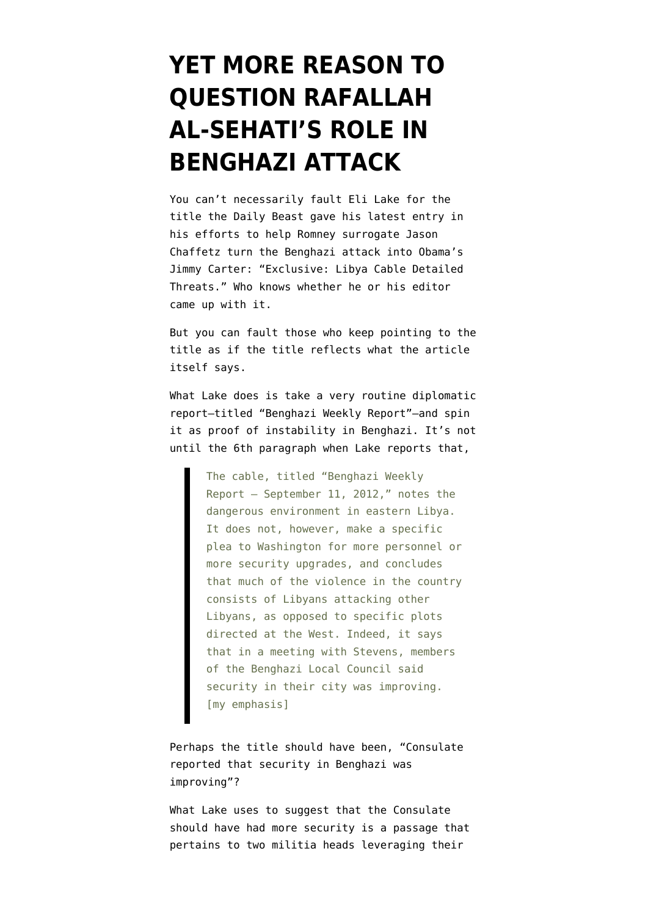# YET MORE REASON TO QUESTION RAFALLAH AL-SEHATI'S ROLE IN BENGHAZI ATTACK

You can't necessarily fault Eli Lake for the title the Daily Beast gave his latest entry in his efforts to help Romney surrogate Jason Chaffetz turn the Benghazi attack into Obama's Jimmy Carter: "Exclusive: Libya Cable Detailed Threats." Who knows whether he or his editor came up with it.

But you can fault those who keep pointing to the title as if the title reflects what the article itself says.

What Lake does is take a very routine diplomatic report–titled "Benghazi Weekly Report"–and spin it as proof of instability in Benghazi. It's not until the 6th paragraph when Lake reports that,

> The cable, titled "Benghazi Weekly Report – September 11, 2012," notes the dangerous environment in eastern Libya. It does not, however, make a specific plea to Washington for more personnel or more security upgrades, and concludes that much of the violence in the country consists of Libyans attacking other Libyans, as opposed to specific plots directed at the West. Indeed, it says that in a meeting with Stevens, members of the Benghazi Local Council said security in their city was improving. [my emphasis]

Perhaps the title should have been, "Consulate reported that security in Benghazi was improving"?

What Lake uses to suggest that the Consulate should have had more security is a passage that pertains to two militia heads leveraging their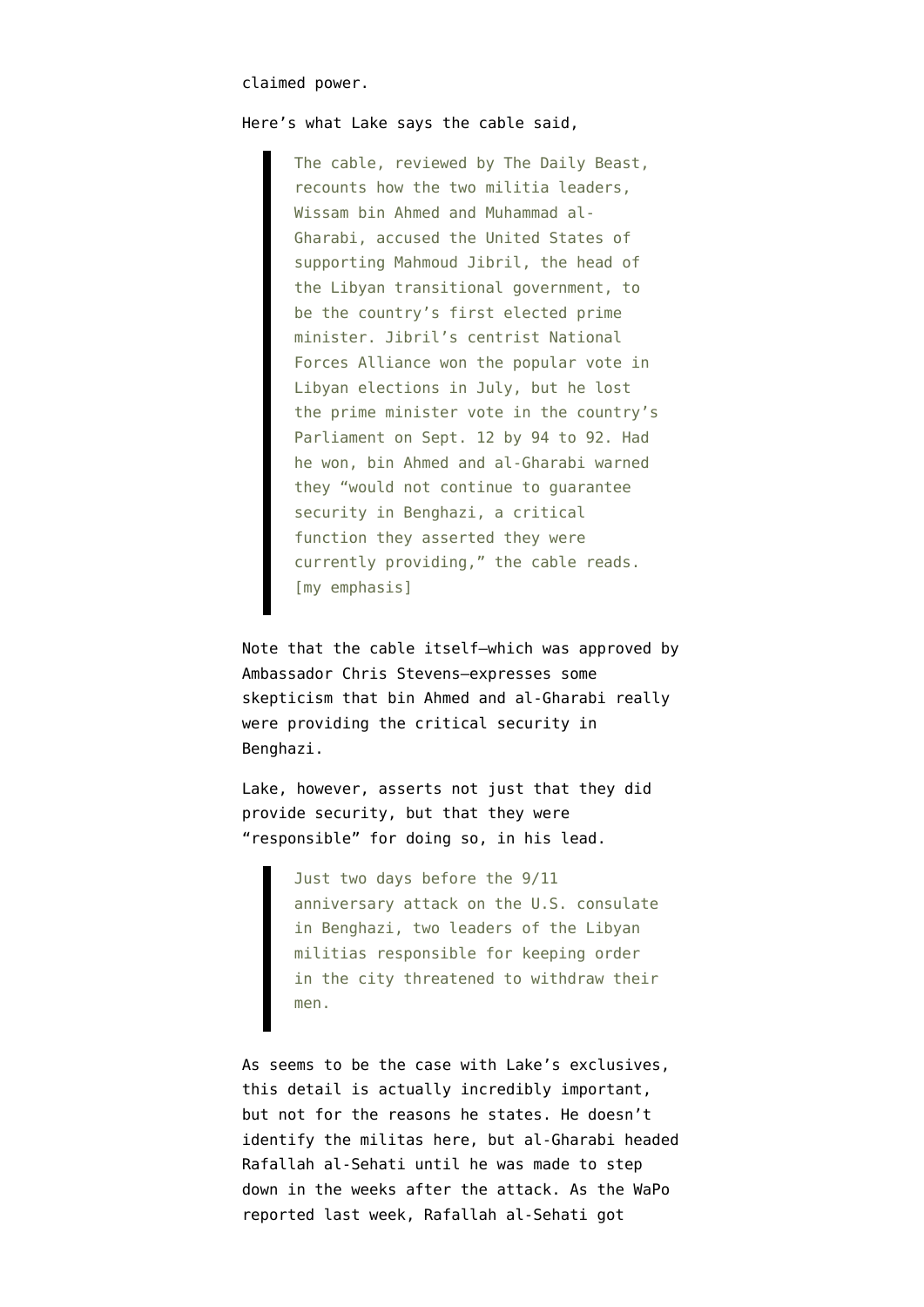claimed power.

Here's what Lake says the cable said,

> The cable, reviewed by The Daily Beast, recounts how the two militia leaders, Wissam bin Ahmed and Muhammad al-Gharabi, accused the United States of supporting Mahmoud Jibril, the head of the Libyan transitional government, to be the country's first elected prime minister. Jibril's centrist National Forces Alliance won the popular vote in Libyan elections in July, but he lost the prime minister vote in the country's Parliament on Sept. 12 by 94 to 92. Had he won, bin Ahmed and al-Gharabi warned they "would not continue to guarantee security in Benghazi, a critical function they asserted they were currently providing," the cable reads. [my emphasis]

Note that the cable itself—which was approved by Ambassador Chris Stevens—expresses some skepticism that bin Ahmed and al-Gharabi really were providing the critical security in Benghazi.

Lake, however, asserts not just that they did provide security, but that they were "responsible" for doing so, in his lead.

> Just two days before the 9/11 anniversary attack on the U.S. consulate in Benghazi, two leaders of the Libyan militias responsible for keeping order in the city threatened to withdraw their men.

As seems to be the case with Lake's exclusives, this detail is actually incredibly important, but not for the reasons he states. He doesn't identify the militas here, but al-Gharabi headed Rafallah al-Sehati until he was made to step down in the weeks after the attack. As the WaPo reported last week, Rafallah al-Sehati got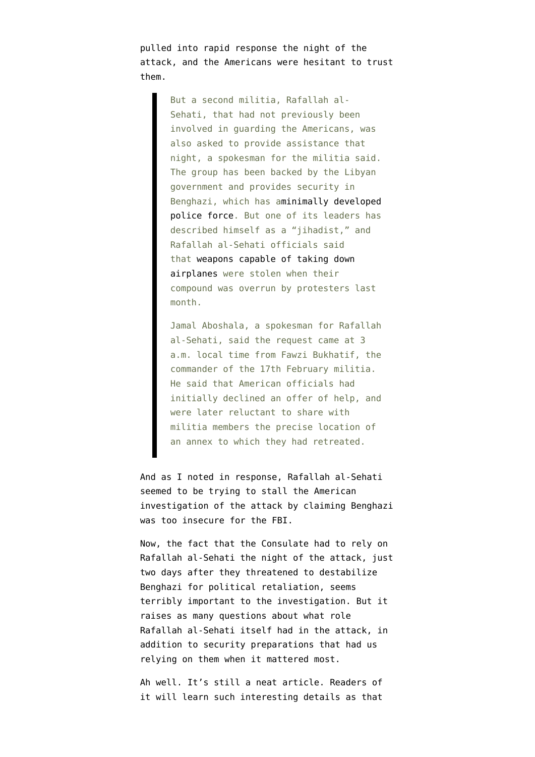pulled into rapid response the night of the attack, and the Americans were hesitant to trust them.

> But a second militia, Rafallah al-Sehati, that had not previously been involved in guarding the Americans, was also asked to provide assistance that night, a spokesman for the militia said. The group has been backed by the Libyan government and provides security in Benghazi, which has aminimally developed police force. But one of its leaders has described himself as a "jihadist," and Rafallah al-Sehati officials said that weapons capable of taking down airplanes were stolen when their compound was overrun by protesters last month.
>
> Jamal Aboshala, a spokesman for Rafallah al-Sehati, said the request came at 3 a.m. local time from Fawzi Bukhatif, the commander of the 17th February militia. He said that American officials had initially declined an offer of help, and were later reluctant to share with militia members the precise location of an annex to which they had retreated.

And as I noted in response, Rafallah al-Sehati seemed to be trying to stall the American investigation of the attack by claiming Benghazi was too insecure for the FBI.

Now, the fact that the Consulate had to rely on Rafallah al-Sehati the night of the attack, just two days after they threatened to destabilize Benghazi for political retaliation, seems terribly important to the investigation. But it raises as many questions about what role Rafallah al-Sehati itself had in the attack, in addition to security preparations that had us relying on them when it mattered most.

Ah well. It's still a neat article. Readers of it will learn such interesting details as that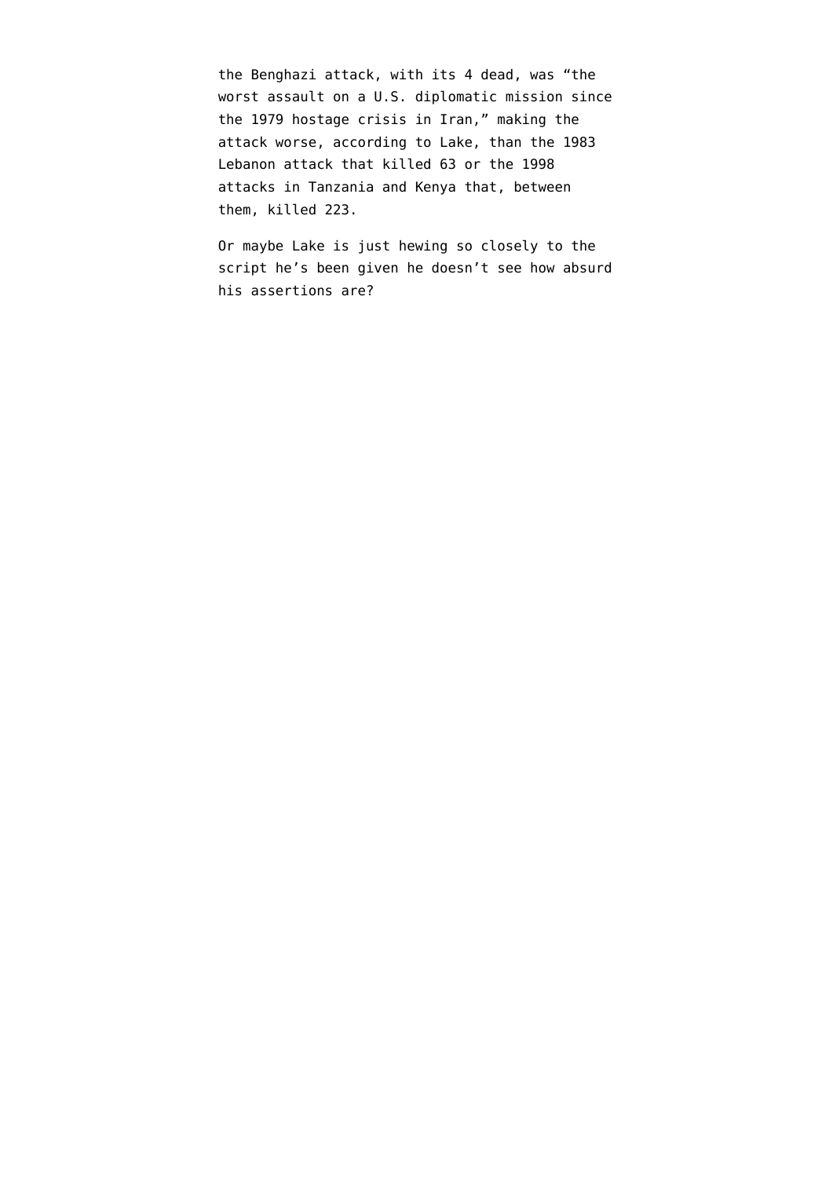the Benghazi attack, with its 4 dead, was "the worst assault on a U.S. diplomatic mission since the 1979 hostage crisis in Iran," making the attack worse, according to Lake, than the 1983 Lebanon attack that killed 63 or the 1998 attacks in Tanzania and Kenya that, between them, killed 223.

Or maybe Lake is just hewing so closely to the script he's been given he doesn't see how absurd his assertions are?